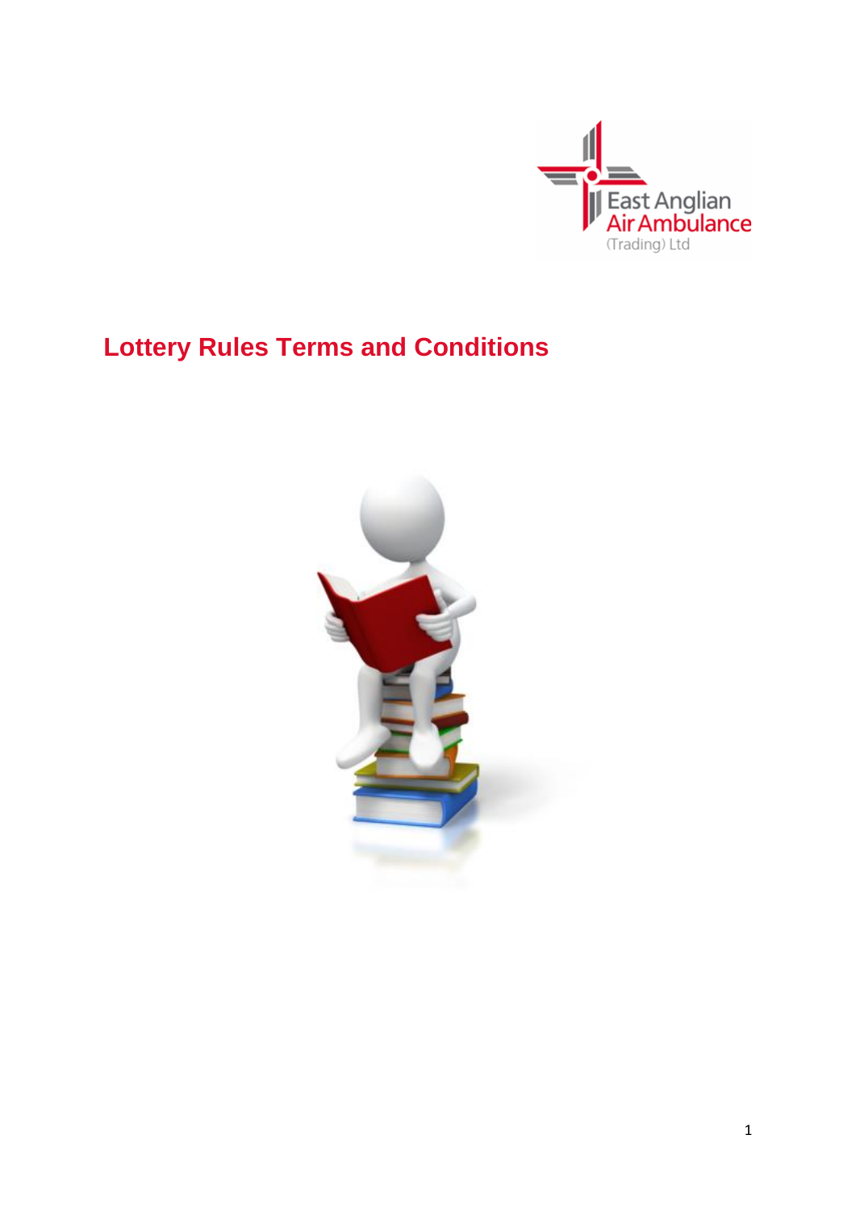# Lottery Rules Terms and Conditions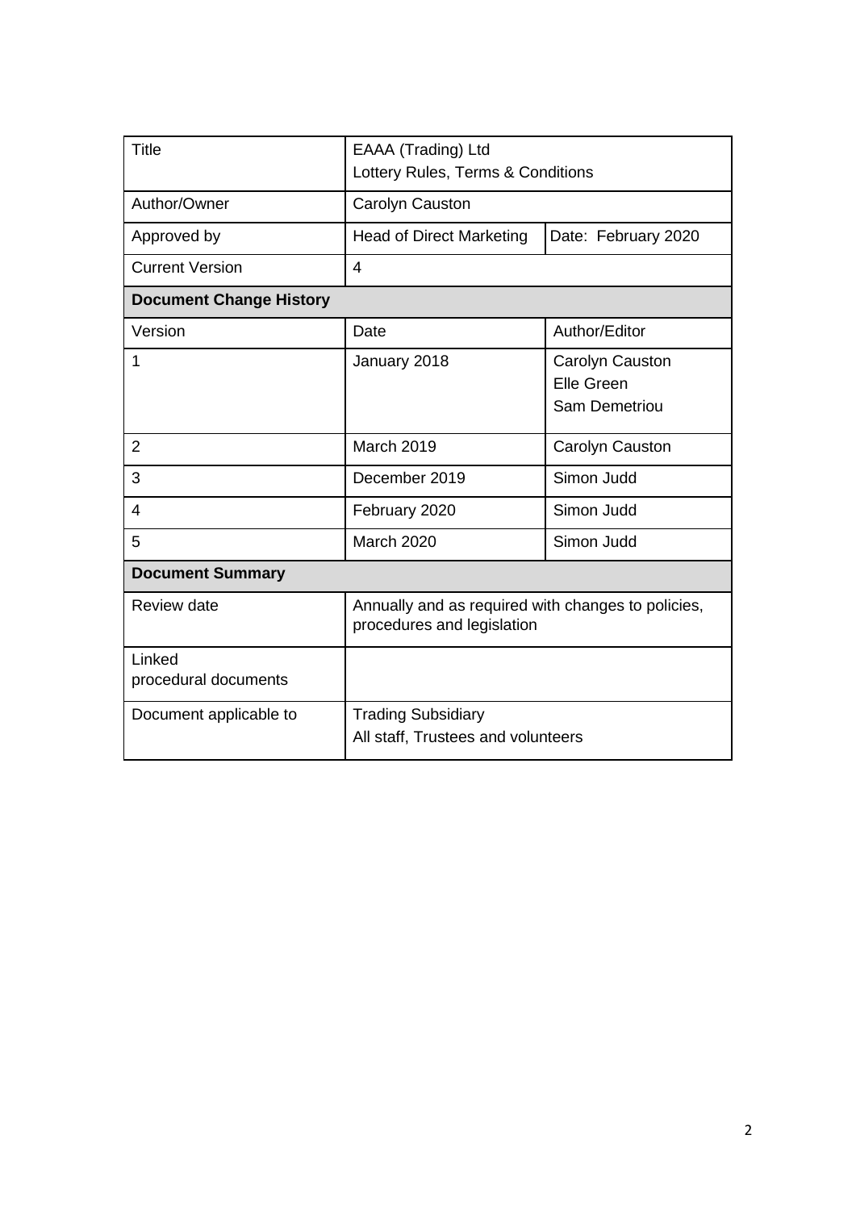| Title | EAAA (Trading) Ltd<br>Lottery Rules, Terms & Conditions | |
|---|---|---|
| Author/Owner | Carolyn Causton | |
| Approved by | Head of Direct Marketing | Date: February 2020 |
| Current Version | 4 | |
| **Document Change History** | | |
| Version | Date | Author/Editor |
| 1 | January 2018 | Carolyn Causton<br>Elle Green<br>Sam Demetriou |
| 2 | March 2019 | Carolyn Causton |
| 3 | December 2019 | Simon Judd |
| 4 | February 2020 | Simon Judd |
| 5 | March 2020 | Simon Judd |
| **Document Summary** | | |
| Review date | Annually and as required with changes to policies, procedures and legislation | |
| Linked procedural documents | | |
| Document applicable to | Trading Subsidiary<br>All staff, Trustees and volunteers | |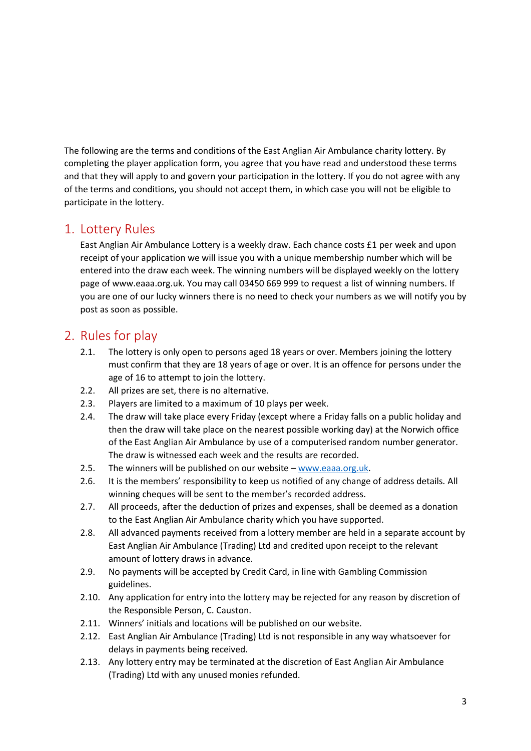The following are the terms and conditions of the East Anglian Air Ambulance charity lottery. By completing the player application form, you agree that you have read and understood these terms and that they will apply to and govern your participation in the lottery. If you do not agree with any of the terms and conditions, you should not accept them, in which case you will not be eligible to participate in the lottery.

## 1. Lottery Rules

East Anglian Air Ambulance Lottery is a weekly draw. Each chance costs £1 per week and upon receipt of your application we will issue you with a unique membership number which will be entered into the draw each week. The winning numbers will be displayed weekly on the lottery page of www.eaaa.org.uk. You may call 03450 669 999 to request a list of winning numbers. If you are one of our lucky winners there is no need to check your numbers as we will notify you by post as soon as possible.

## 2. Rules for play

2.1. The lottery is only open to persons aged 18 years or over. Members joining the lottery must confirm that they are 18 years of age or over. It is an offence for persons under the age of 16 to attempt to join the lottery.

2.2. All prizes are set, there is no alternative.

2.3. Players are limited to a maximum of 10 plays per week.

2.4. The draw will take place every Friday (except where a Friday falls on a public holiday and then the draw will take place on the nearest possible working day) at the Norwich office of the East Anglian Air Ambulance by use of a computerised random number generator. The draw is witnessed each week and the results are recorded.

2.5. The winners will be published on our website – [www.eaaa.org.uk](http://www.eaaa.org.uk).

2.6. It is the members' responsibility to keep us notified of any change of address details. All winning cheques will be sent to the member's recorded address.

2.7. All proceeds, after the deduction of prizes and expenses, shall be deemed as a donation to the East Anglian Air Ambulance charity which you have supported.

2.8. All advanced payments received from a lottery member are held in a separate account by East Anglian Air Ambulance (Trading) Ltd and credited upon receipt to the relevant amount of lottery draws in advance.

2.9. No payments will be accepted by Credit Card, in line with Gambling Commission guidelines.

2.10. Any application for entry into the lottery may be rejected for any reason by discretion of the Responsible Person, C. Causton.

2.11. Winners' initials and locations will be published on our website.

2.12. East Anglian Air Ambulance (Trading) Ltd is not responsible in any way whatsoever for delays in payments being received.

2.13. Any lottery entry may be terminated at the discretion of East Anglian Air Ambulance (Trading) Ltd with any unused monies refunded.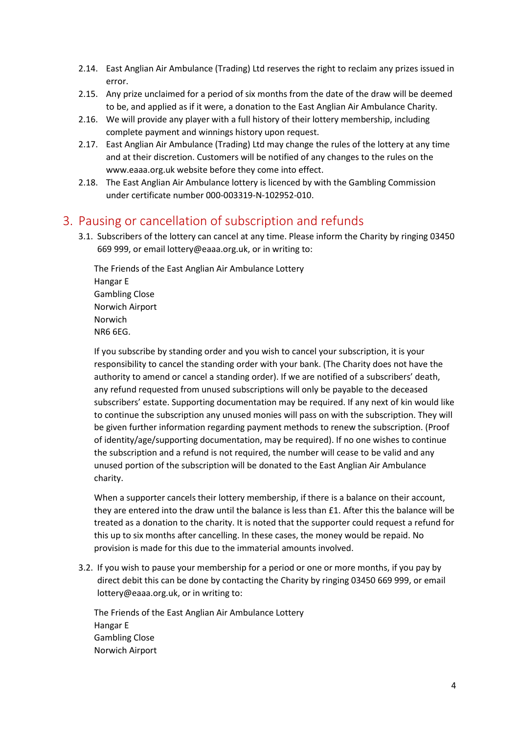2.14. East Anglian Air Ambulance (Trading) Ltd reserves the right to reclaim any prizes issued in error.

2.15. Any prize unclaimed for a period of six months from the date of the draw will be deemed to be, and applied as if it were, a donation to the East Anglian Air Ambulance Charity.

2.16. We will provide any player with a full history of their lottery membership, including complete payment and winnings history upon request.

2.17. East Anglian Air Ambulance (Trading) Ltd may change the rules of the lottery at any time and at their discretion. Customers will be notified of any changes to the rules on the www.eaaa.org.uk website before they come into effect.

2.18. The East Anglian Air Ambulance lottery is licenced by with the Gambling Commission under certificate number 000-003319-N-102952-010.

## 3. Pausing or cancellation of subscription and refunds

3.1. Subscribers of the lottery can cancel at any time. Please inform the Charity by ringing 03450 669 999, or email lottery@eaaa.org.uk, or in writing to:

The Friends of the East Anglian Air Ambulance Lottery
Hangar E
Gambling Close
Norwich Airport
Norwich
NR6 6EG.

If you subscribe by standing order and you wish to cancel your subscription, it is your responsibility to cancel the standing order with your bank. (The Charity does not have the authority to amend or cancel a standing order). If we are notified of a subscribers' death, any refund requested from unused subscriptions will only be payable to the deceased subscribers' estate. Supporting documentation may be required. If any next of kin would like to continue the subscription any unused monies will pass on with the subscription. They will be given further information regarding payment methods to renew the subscription. (Proof of identity/age/supporting documentation, may be required). If no one wishes to continue the subscription and a refund is not required, the number will cease to be valid and any unused portion of the subscription will be donated to the East Anglian Air Ambulance charity.

When a supporter cancels their lottery membership, if there is a balance on their account, they are entered into the draw until the balance is less than £1. After this the balance will be treated as a donation to the charity. It is noted that the supporter could request a refund for this up to six months after cancelling. In these cases, the money would be repaid. No provision is made for this due to the immaterial amounts involved.

3.2. If you wish to pause your membership for a period or one or more months, if you pay by direct debit this can be done by contacting the Charity by ringing 03450 669 999, or email lottery@eaaa.org.uk, or in writing to:

The Friends of the East Anglian Air Ambulance Lottery
Hangar E
Gambling Close
Norwich Airport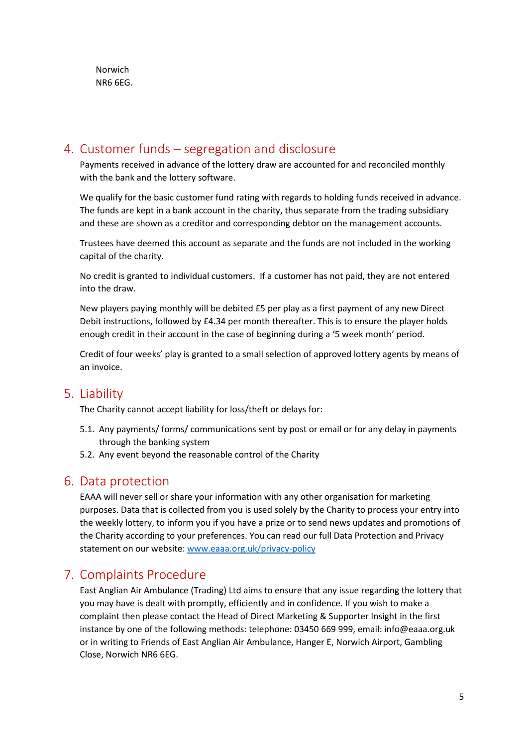Norwich
NR6 6EG.

## 4. Customer funds – segregation and disclosure

Payments received in advance of the lottery draw are accounted for and reconciled monthly with the bank and the lottery software.

We qualify for the basic customer fund rating with regards to holding funds received in advance. The funds are kept in a bank account in the charity, thus separate from the trading subsidiary and these are shown as a creditor and corresponding debtor on the management accounts.

Trustees have deemed this account as separate and the funds are not included in the working capital of the charity.

No credit is granted to individual customers. If a customer has not paid, they are not entered into the draw.

New players paying monthly will be debited £5 per play as a first payment of any new Direct Debit instructions, followed by £4.34 per month thereafter. This is to ensure the player holds enough credit in their account in the case of beginning during a '5 week month' period.

Credit of four weeks' play is granted to a small selection of approved lottery agents by means of an invoice.

## 5. Liability

The Charity cannot accept liability for loss/theft or delays for:

5.1. Any payments/ forms/ communications sent by post or email or for any delay in payments through the banking system

5.2. Any event beyond the reasonable control of the Charity

## 6. Data protection

EAAA will never sell or share your information with any other organisation for marketing purposes. Data that is collected from you is used solely by the Charity to process your entry into the weekly lottery, to inform you if you have a prize or to send news updates and promotions of the Charity according to your preferences. You can read our full Data Protection and Privacy statement on our website: [www.eaaa.org.uk/privacy-policy](www.eaaa.org.uk/privacy-policy)

## 7. Complaints Procedure

East Anglian Air Ambulance (Trading) Ltd aims to ensure that any issue regarding the lottery that you may have is dealt with promptly, efficiently and in confidence. If you wish to make a complaint then please contact the Head of Direct Marketing & Supporter Insight in the first instance by one of the following methods: telephone: 03450 669 999, email: info@eaaa.org.uk or in writing to Friends of East Anglian Air Ambulance, Hanger E, Norwich Airport, Gambling Close, Norwich NR6 6EG.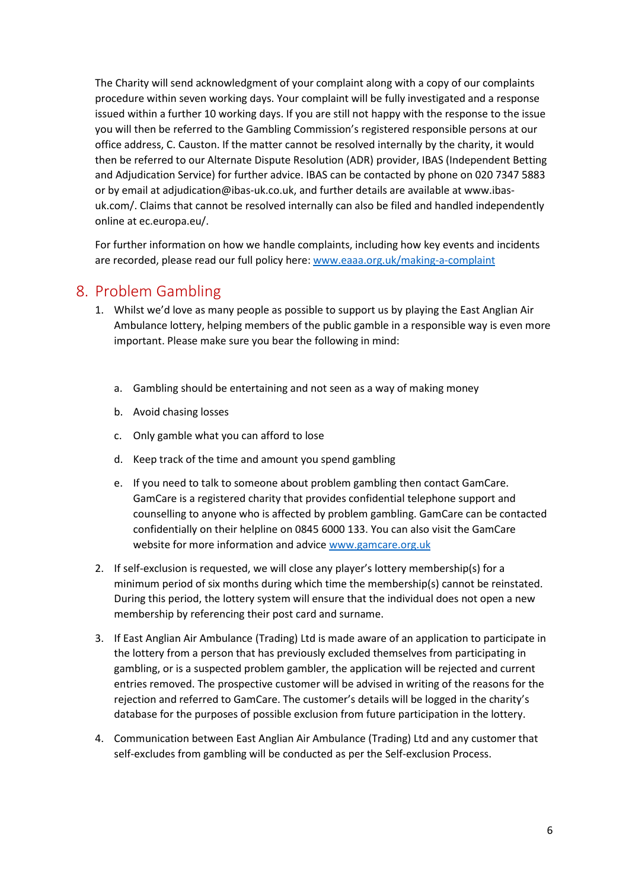The Charity will send acknowledgment of your complaint along with a copy of our complaints procedure within seven working days. Your complaint will be fully investigated and a response issued within a further 10 working days. If you are still not happy with the response to the issue you will then be referred to the Gambling Commission's registered responsible persons at our office address, C. Causton. If the matter cannot be resolved internally by the charity, it would then be referred to our Alternate Dispute Resolution (ADR) provider, IBAS (Independent Betting and Adjudication Service) for further advice. IBAS can be contacted by phone on 020 7347 5883 or by email at adjudication@ibas-uk.co.uk, and further details are available at www.ibas-uk.com/. Claims that cannot be resolved internally can also be filed and handled independently online at ec.europa.eu/.

For further information on how we handle complaints, including how key events and incidents are recorded, please read our full policy here: [www.eaaa.org.uk/making-a-complaint](www.eaaa.org.uk/making-a-complaint)

## 8. Problem Gambling

1. Whilst we'd love as many people as possible to support us by playing the East Anglian Air Ambulance lottery, helping members of the public gamble in a responsible way is even more important. Please make sure you bear the following in mind:

    a. Gambling should be entertaining and not seen as a way of making money

    b. Avoid chasing losses

    c. Only gamble what you can afford to lose

    d. Keep track of the time and amount you spend gambling

    e. If you need to talk to someone about problem gambling then contact GamCare. GamCare is a registered charity that provides confidential telephone support and counselling to anyone who is affected by problem gambling. GamCare can be contacted confidentially on their helpline on 0845 6000 133. You can also visit the GamCare website for more information and advice [www.gamcare.org.uk](www.gamcare.org.uk)

2. If self-exclusion is requested, we will close any player's lottery membership(s) for a minimum period of six months during which time the membership(s) cannot be reinstated. During this period, the lottery system will ensure that the individual does not open a new membership by referencing their post card and surname.

3. If East Anglian Air Ambulance (Trading) Ltd is made aware of an application to participate in the lottery from a person that has previously excluded themselves from participating in gambling, or is a suspected problem gambler, the application will be rejected and current entries removed. The prospective customer will be advised in writing of the reasons for the rejection and referred to GamCare. The customer's details will be logged in the charity's database for the purposes of possible exclusion from future participation in the lottery.

4. Communication between East Anglian Air Ambulance (Trading) Ltd and any customer that self-excludes from gambling will be conducted as per the Self-exclusion Process.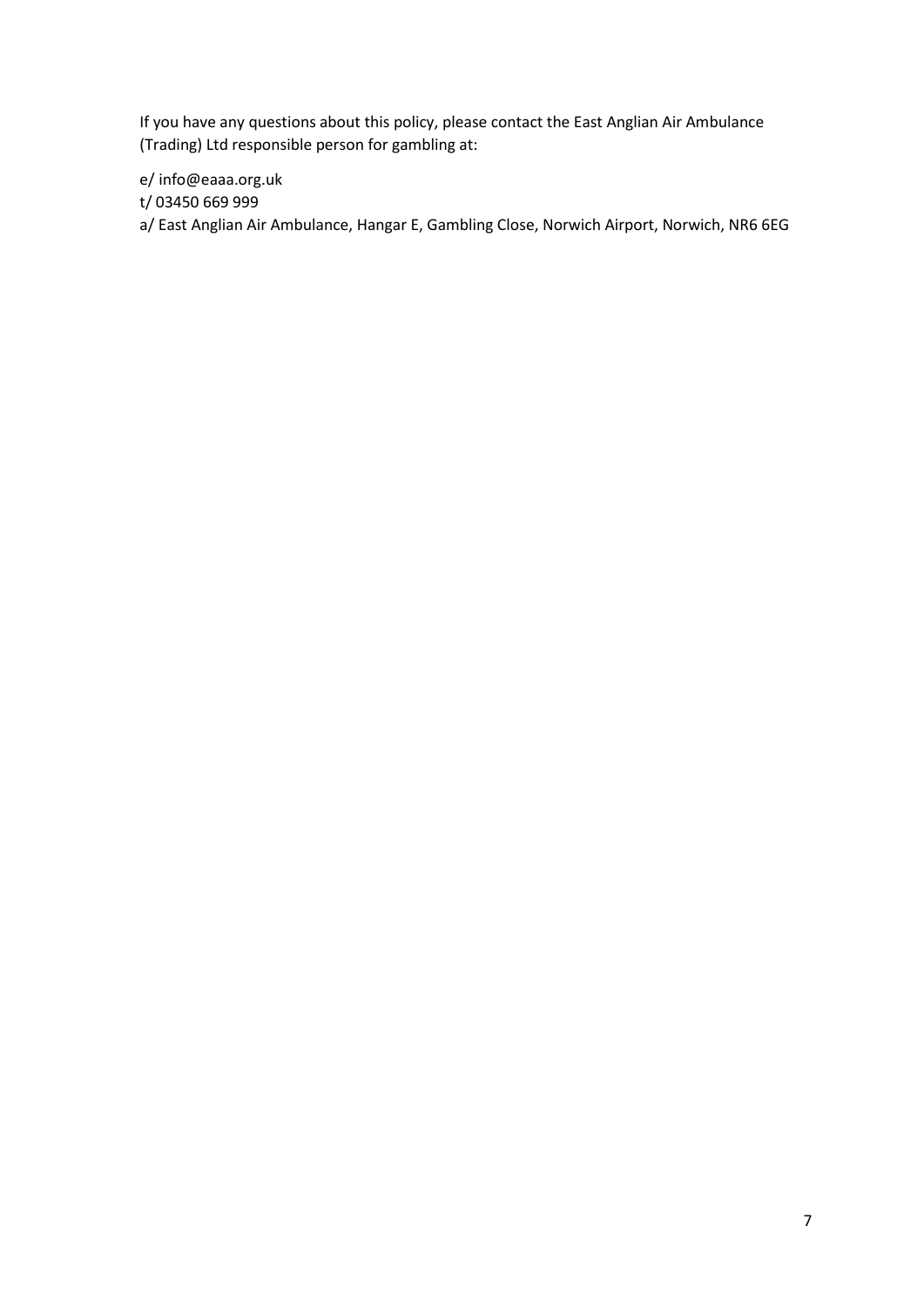If you have any questions about this policy, please contact the East Anglian Air Ambulance (Trading) Ltd responsible person for gambling at:

e/ info@eaaa.org.uk
t/ 03450 669 999
a/ East Anglian Air Ambulance, Hangar E, Gambling Close, Norwich Airport, Norwich, NR6 6EG